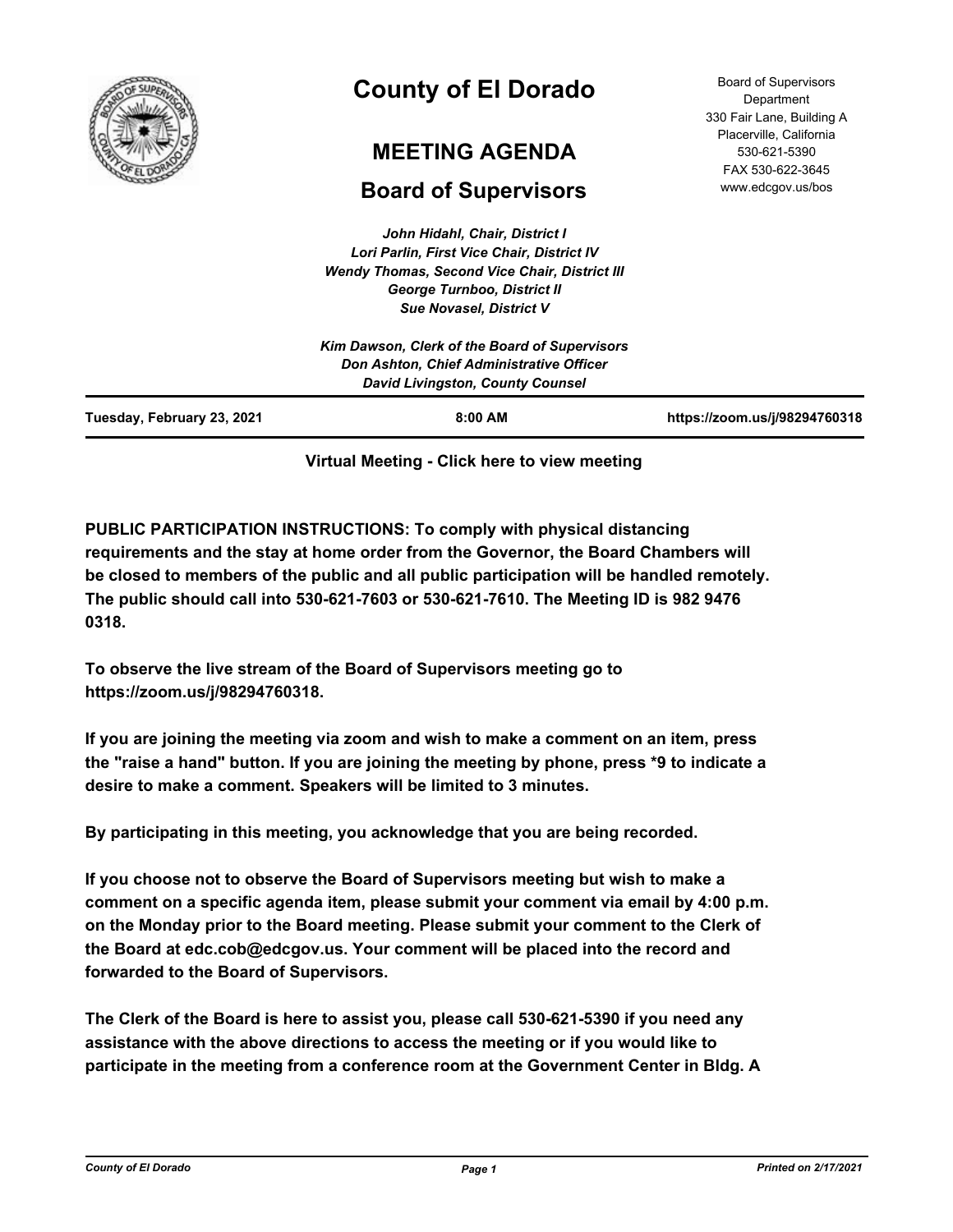# County of El Dorado

## MEETING AGENDA

## Board of Supervisors

Board of Supervisors Department
330 Fair Lane, Building A
Placerville, California
530-621-5390
FAX 530-622-3645
www.edcgov.us/bos

*John Hidahl, Chair, District I*
*Lori Parlin, First Vice Chair, District IV*
*Wendy Thomas, Second Vice Chair, District III*
*George Turnboo, District II*
*Sue Novasel, District V*

*Kim Dawson, Clerk of the Board of Supervisors*
*Don Ashton, Chief Administrative Officer*
*David Livingston, County Counsel*

| Tuesday, February 23, 2021 | 8:00 AM | https://zoom.us/j/98294760318 |
|---|---|---|

**Virtual Meeting - Click here to view meeting**

**PUBLIC PARTICIPATION INSTRUCTIONS: To comply with physical distancing requirements and the stay at home order from the Governor, the Board Chambers will be closed to members of the public and all public participation will be handled remotely. The public should call into 530-621-7603 or 530-621-7610. The Meeting ID is 982 9476 0318.**

**To observe the live stream of the Board of Supervisors meeting go to https://zoom.us/j/98294760318.**

**If you are joining the meeting via zoom and wish to make a comment on an item, press the "raise a hand" button. If you are joining the meeting by phone, press *9 to indicate a desire to make a comment. Speakers will be limited to 3 minutes.**

**By participating in this meeting, you acknowledge that you are being recorded.**

**If you choose not to observe the Board of Supervisors meeting but wish to make a comment on a specific agenda item, please submit your comment via email by 4:00 p.m. on the Monday prior to the Board meeting. Please submit your comment to the Clerk of the Board at edc.cob@edcgov.us. Your comment will be placed into the record and forwarded to the Board of Supervisors.**

**The Clerk of the Board is here to assist you, please call 530-621-5390 if you need any assistance with the above directions to access the meeting or if you would like to participate in the meeting from a conference room at the Government Center in Bldg. A**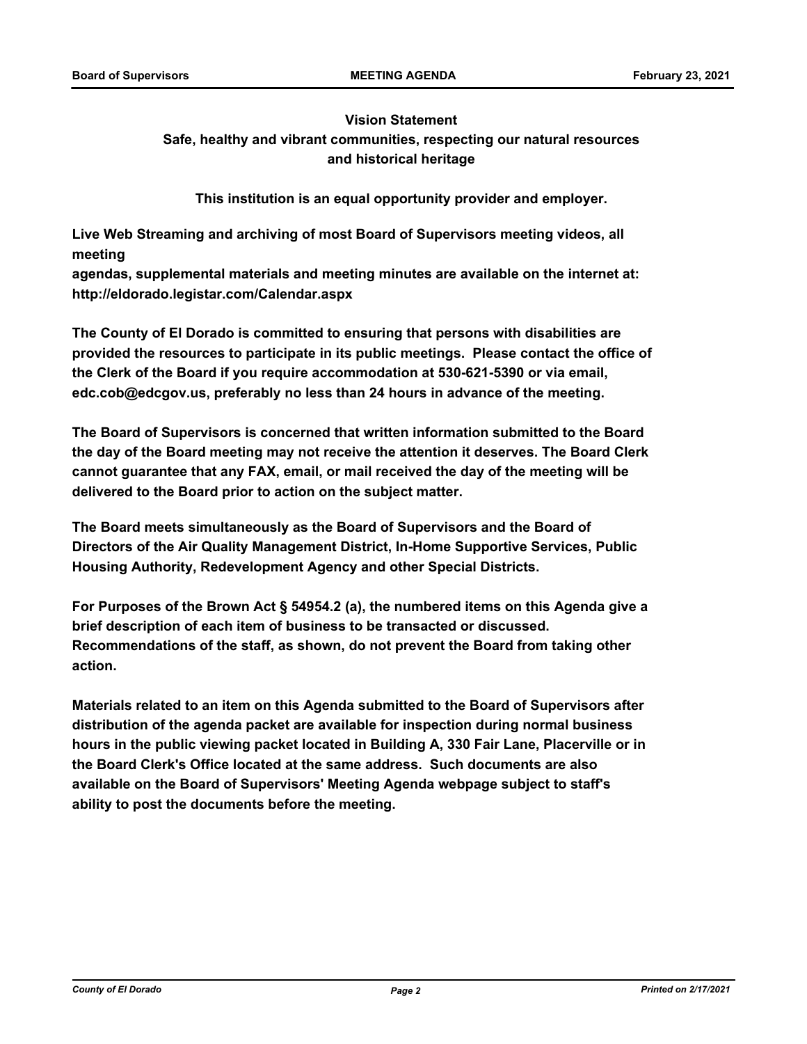**Vision Statement**

**Safe, healthy and vibrant communities, respecting our natural resources and historical heritage**

**This institution is an equal opportunity provider and employer.**

**Live Web Streaming and archiving of most Board of Supervisors meeting videos, all meeting agendas, supplemental materials and meeting minutes are available on the internet at: http://eldorado.legistar.com/Calendar.aspx**

**The County of El Dorado is committed to ensuring that persons with disabilities are provided the resources to participate in its public meetings. Please contact the office of the Clerk of the Board if you require accommodation at 530-621-5390 or via email, edc.cob@edcgov.us, preferably no less than 24 hours in advance of the meeting.**

**The Board of Supervisors is concerned that written information submitted to the Board the day of the Board meeting may not receive the attention it deserves. The Board Clerk cannot guarantee that any FAX, email, or mail received the day of the meeting will be delivered to the Board prior to action on the subject matter.**

**The Board meets simultaneously as the Board of Supervisors and the Board of Directors of the Air Quality Management District, In-Home Supportive Services, Public Housing Authority, Redevelopment Agency and other Special Districts.**

**For Purposes of the Brown Act § 54954.2 (a), the numbered items on this Agenda give a brief description of each item of business to be transacted or discussed. Recommendations of the staff, as shown, do not prevent the Board from taking other action.**

**Materials related to an item on this Agenda submitted to the Board of Supervisors after distribution of the agenda packet are available for inspection during normal business hours in the public viewing packet located in Building A, 330 Fair Lane, Placerville or in the Board Clerk's Office located at the same address. Such documents are also available on the Board of Supervisors' Meeting Agenda webpage subject to staff's ability to post the documents before the meeting.**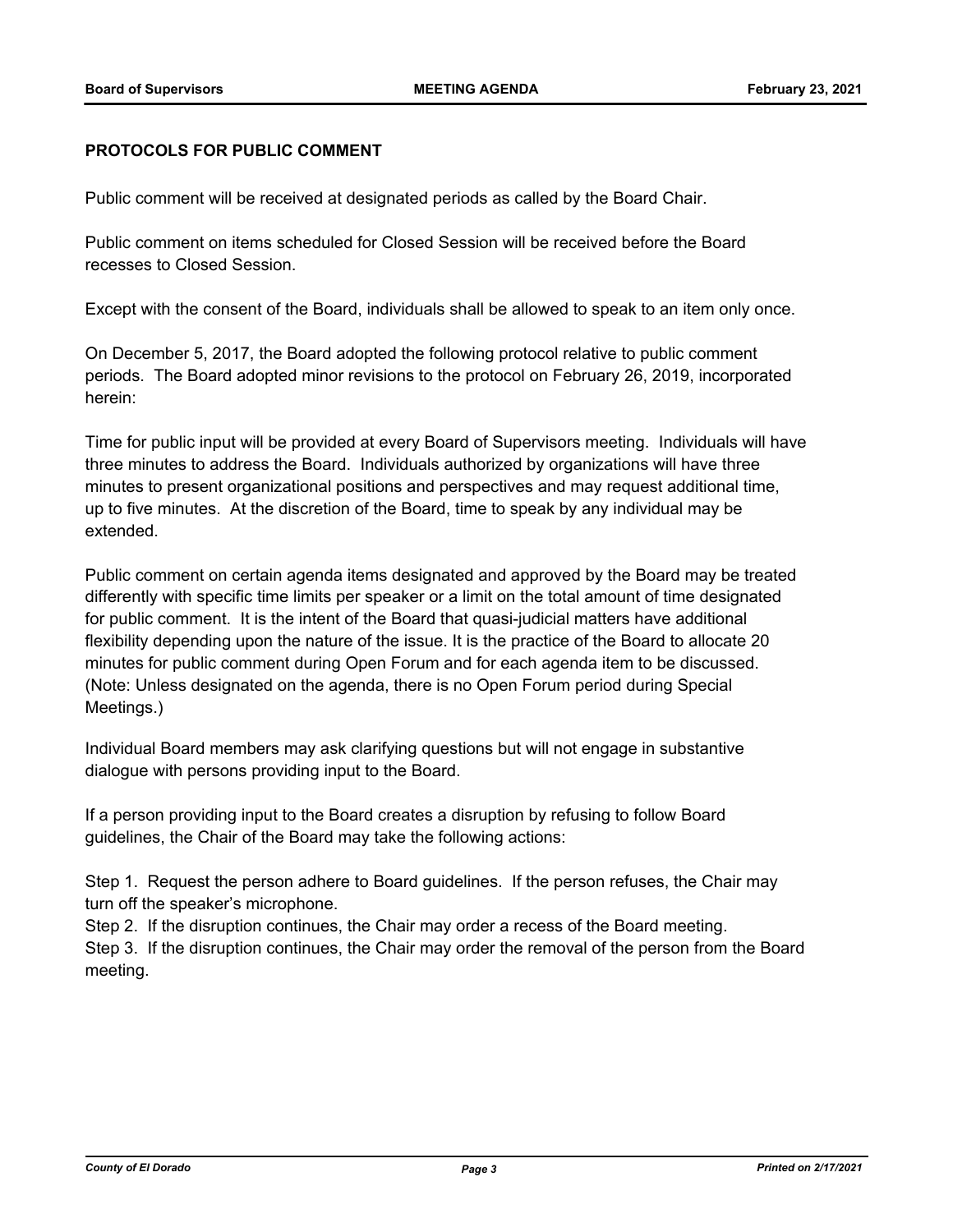**PROTOCOLS FOR PUBLIC COMMENT**

Public comment will be received at designated periods as called by the Board Chair.

Public comment on items scheduled for Closed Session will be received before the Board recesses to Closed Session.

Except with the consent of the Board, individuals shall be allowed to speak to an item only once.

On December 5, 2017, the Board adopted the following protocol relative to public comment periods. The Board adopted minor revisions to the protocol on February 26, 2019, incorporated herein:

Time for public input will be provided at every Board of Supervisors meeting. Individuals will have three minutes to address the Board. Individuals authorized by organizations will have three minutes to present organizational positions and perspectives and may request additional time, up to five minutes. At the discretion of the Board, time to speak by any individual may be extended.

Public comment on certain agenda items designated and approved by the Board may be treated differently with specific time limits per speaker or a limit on the total amount of time designated for public comment. It is the intent of the Board that quasi-judicial matters have additional flexibility depending upon the nature of the issue. It is the practice of the Board to allocate 20 minutes for public comment during Open Forum and for each agenda item to be discussed. (Note: Unless designated on the agenda, there is no Open Forum period during Special Meetings.)

Individual Board members may ask clarifying questions but will not engage in substantive dialogue with persons providing input to the Board.

If a person providing input to the Board creates a disruption by refusing to follow Board guidelines, the Chair of the Board may take the following actions:

Step 1. Request the person adhere to Board guidelines. If the person refuses, the Chair may turn off the speaker's microphone.
Step 2. If the disruption continues, the Chair may order a recess of the Board meeting.
Step 3. If the disruption continues, the Chair may order the removal of the person from the Board meeting.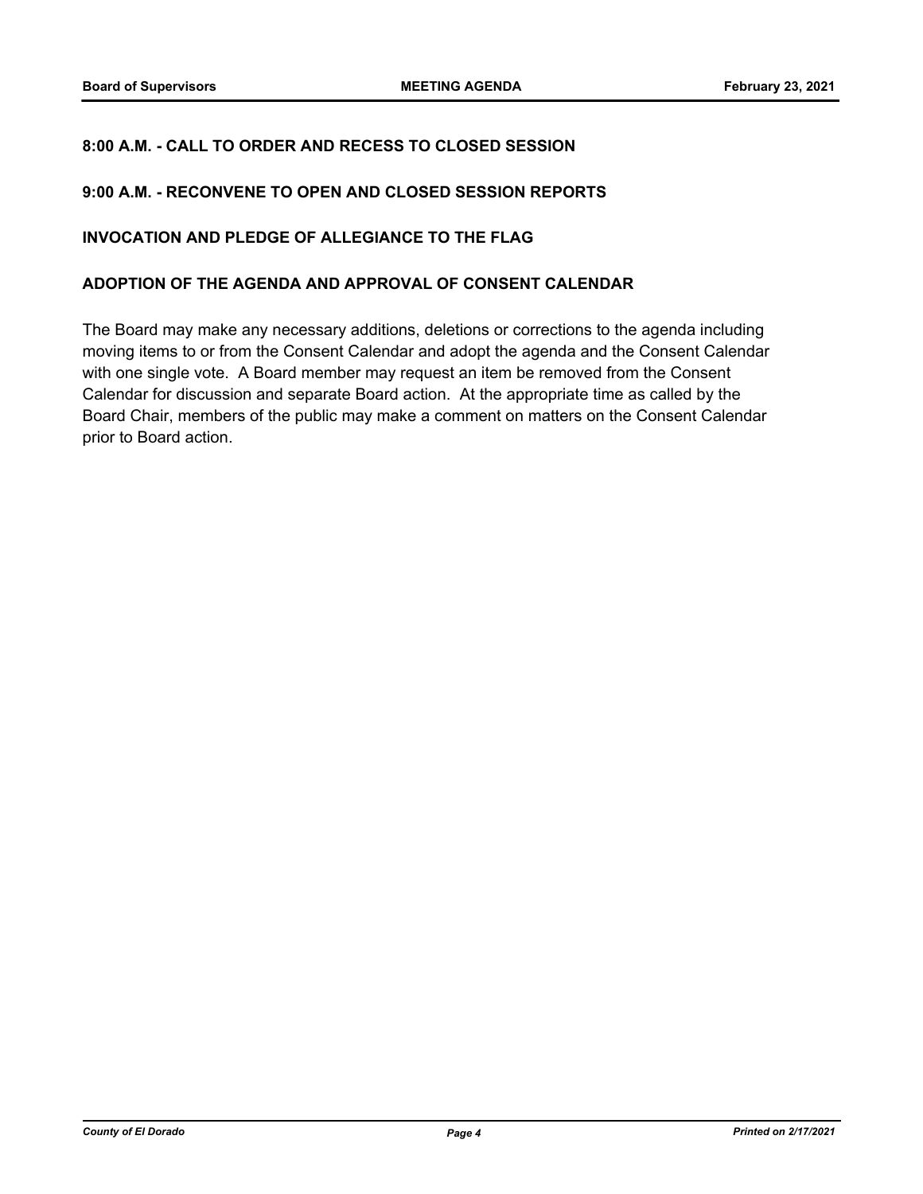**8:00 A.M. - CALL TO ORDER AND RECESS TO CLOSED SESSION**

**9:00 A.M. - RECONVENE TO OPEN AND CLOSED SESSION REPORTS**

**INVOCATION AND PLEDGE OF ALLEGIANCE TO THE FLAG**

**ADOPTION OF THE AGENDA AND APPROVAL OF CONSENT CALENDAR**

The Board may make any necessary additions, deletions or corrections to the agenda including moving items to or from the Consent Calendar and adopt the agenda and the Consent Calendar with one single vote. A Board member may request an item be removed from the Consent Calendar for discussion and separate Board action. At the appropriate time as called by the Board Chair, members of the public may make a comment on matters on the Consent Calendar prior to Board action.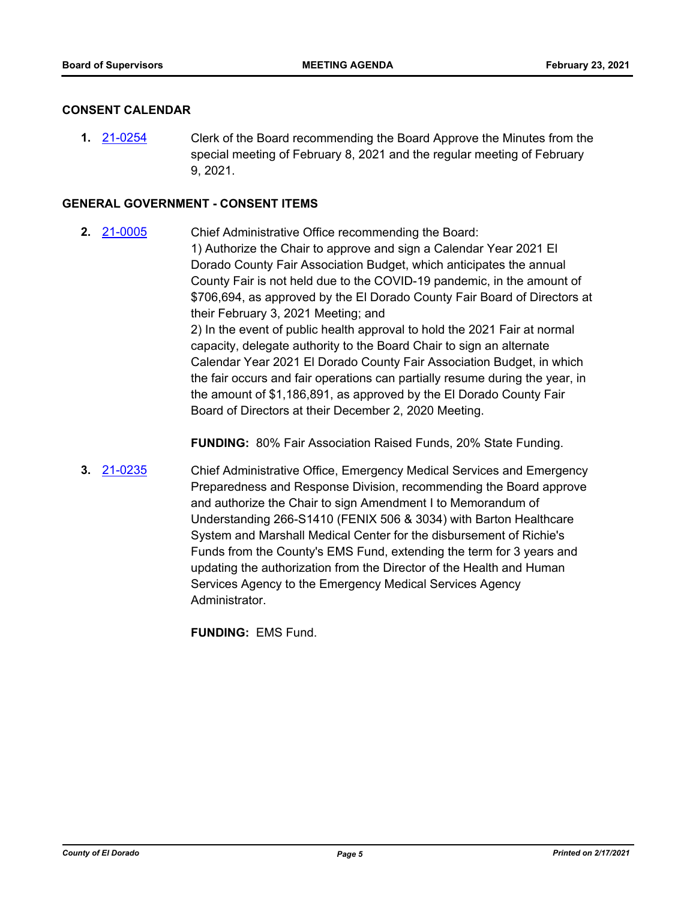## CONSENT CALENDAR

**1.** 21-0254 Clerk of the Board recommending the Board Approve the Minutes from the special meeting of February 8, 2021 and the regular meeting of February 9, 2021.

## GENERAL GOVERNMENT - CONSENT ITEMS

**2.** 21-0005 Chief Administrative Office recommending the Board:

1) Authorize the Chair to approve and sign a Calendar Year 2021 El Dorado County Fair Association Budget, which anticipates the annual County Fair is not held due to the COVID-19 pandemic, in the amount of $706,694, as approved by the El Dorado County Fair Board of Directors at their February 3, 2021 Meeting; and

2) In the event of public health approval to hold the 2021 Fair at normal capacity, delegate authority to the Board Chair to sign an alternate Calendar Year 2021 El Dorado County Fair Association Budget, in which the fair occurs and fair operations can partially resume during the year, in the amount of $1,186,891, as approved by the El Dorado County Fair Board of Directors at their December 2, 2020 Meeting.

**FUNDING:** 80% Fair Association Raised Funds, 20% State Funding.

**3.** 21-0235 Chief Administrative Office, Emergency Medical Services and Emergency Preparedness and Response Division, recommending the Board approve and authorize the Chair to sign Amendment I to Memorandum of Understanding 266-S1410 (FENIX 506 & 3034) with Barton Healthcare System and Marshall Medical Center for the disbursement of Richie's Funds from the County's EMS Fund, extending the term for 3 years and updating the authorization from the Director of the Health and Human Services Agency to the Emergency Medical Services Agency Administrator.

**FUNDING:** EMS Fund.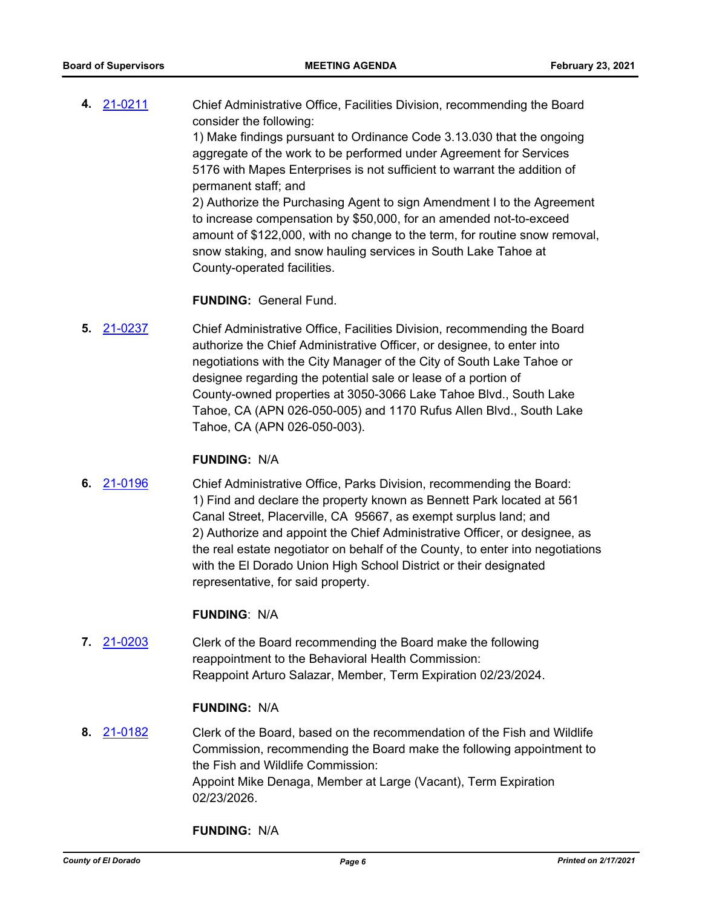**4.** 21-0211 Chief Administrative Office, Facilities Division, recommending the Board consider the following:
1) Make findings pursuant to Ordinance Code 3.13.030 that the ongoing aggregate of the work to be performed under Agreement for Services 5176 with Mapes Enterprises is not sufficient to warrant the addition of permanent staff; and
2) Authorize the Purchasing Agent to sign Amendment I to the Agreement to increase compensation by $50,000, for an amended not-to-exceed amount of $122,000, with no change to the term, for routine snow removal, snow staking, and snow hauling services in South Lake Tahoe at County-operated facilities.

**FUNDING:** General Fund.

**5.** 21-0237 Chief Administrative Office, Facilities Division, recommending the Board authorize the Chief Administrative Officer, or designee, to enter into negotiations with the City Manager of the City of South Lake Tahoe or designee regarding the potential sale or lease of a portion of County-owned properties at 3050-3066 Lake Tahoe Blvd., South Lake Tahoe, CA (APN 026-050-005) and 1170 Rufus Allen Blvd., South Lake Tahoe, CA (APN 026-050-003).

**FUNDING:** N/A

**6.** 21-0196 Chief Administrative Office, Parks Division, recommending the Board:
1) Find and declare the property known as Bennett Park located at 561 Canal Street, Placerville, CA 95667, as exempt surplus land; and
2) Authorize and appoint the Chief Administrative Officer, or designee, as the real estate negotiator on behalf of the County, to enter into negotiations with the El Dorado Union High School District or their designated representative, for said property.

**FUNDING**: N/A

**7.** 21-0203 Clerk of the Board recommending the Board make the following reappointment to the Behavioral Health Commission:
Reappoint Arturo Salazar, Member, Term Expiration 02/23/2024.

**FUNDING:** N/A

**8.** 21-0182 Clerk of the Board, based on the recommendation of the Fish and Wildlife Commission, recommending the Board make the following appointment to the Fish and Wildlife Commission:
Appoint Mike Denaga, Member at Large (Vacant), Term Expiration 02/23/2026.

**FUNDING:** N/A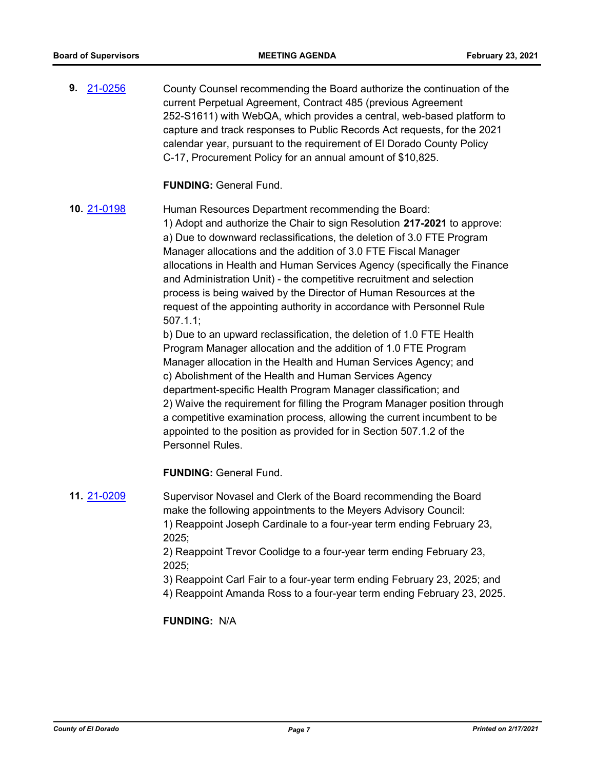**9.** 21-0256 County Counsel recommending the Board authorize the continuation of the current Perpetual Agreement, Contract 485 (previous Agreement 252-S1611) with WebQA, which provides a central, web-based platform to capture and track responses to Public Records Act requests, for the 2021 calendar year, pursuant to the requirement of El Dorado County Policy C-17, Procurement Policy for an annual amount of $10,825.

**FUNDING:** General Fund.

**10.** 21-0198 Human Resources Department recommending the Board:
1) Adopt and authorize the Chair to sign Resolution **217-2021** to approve:
a) Due to downward reclassifications, the deletion of 3.0 FTE Program Manager allocations and the addition of 3.0 FTE Fiscal Manager allocations in Health and Human Services Agency (specifically the Finance and Administration Unit) - the competitive recruitment and selection process is being waived by the Director of Human Resources at the request of the appointing authority in accordance with Personnel Rule 507.1.1;
b) Due to an upward reclassification, the deletion of 1.0 FTE Health Program Manager allocation and the addition of 1.0 FTE Program Manager allocation in the Health and Human Services Agency; and
c) Abolishment of the Health and Human Services Agency department-specific Health Program Manager classification; and
2) Waive the requirement for filling the Program Manager position through a competitive examination process, allowing the current incumbent to be appointed to the position as provided for in Section 507.1.2 of the Personnel Rules.

**FUNDING:** General Fund.

**11.** 21-0209 Supervisor Novasel and Clerk of the Board recommending the Board make the following appointments to the Meyers Advisory Council:
1) Reappoint Joseph Cardinale to a four-year term ending February 23, 2025;
2) Reappoint Trevor Coolidge to a four-year term ending February 23, 2025;
3) Reappoint Carl Fair to a four-year term ending February 23, 2025; and
4) Reappoint Amanda Ross to a four-year term ending February 23, 2025.

**FUNDING:** N/A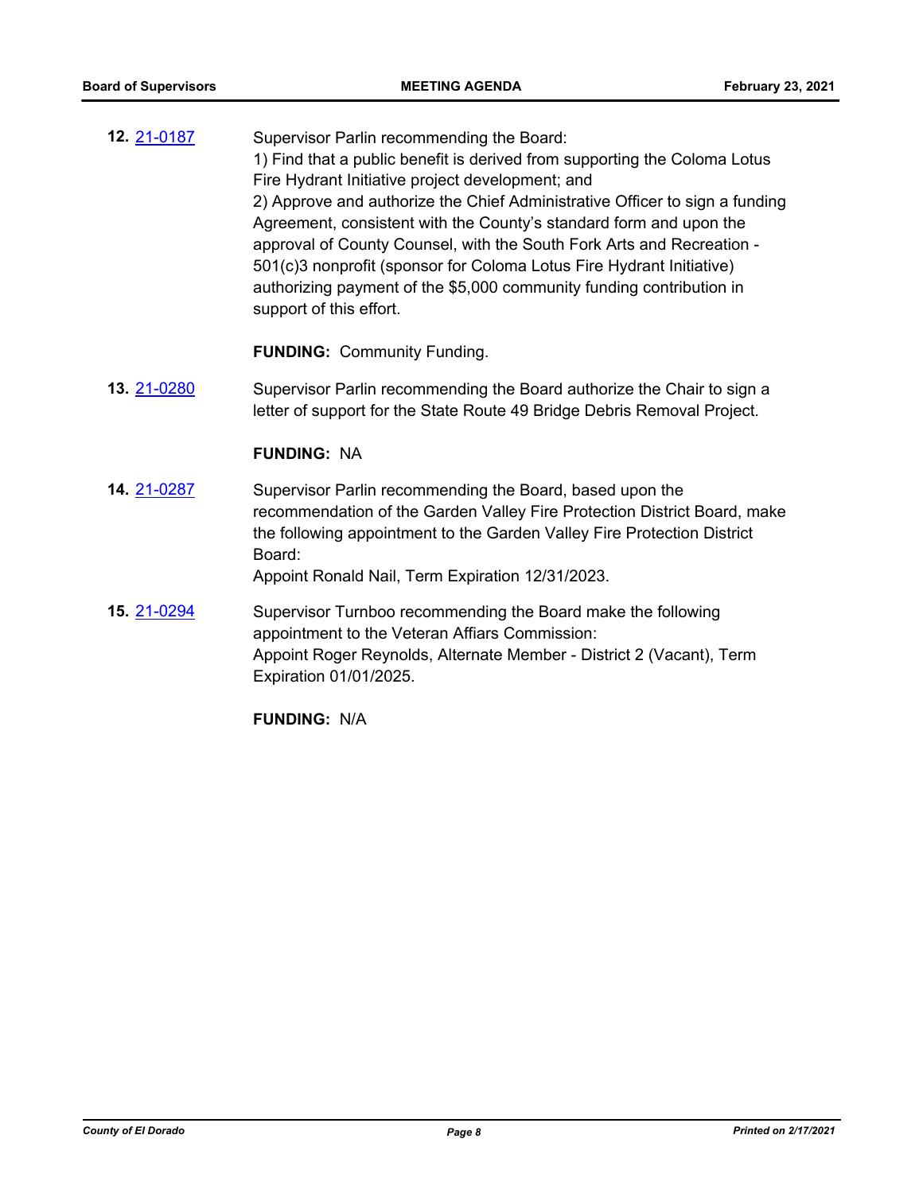**12.** [21-0187](21-0187)

Supervisor Parlin recommending the Board:
1) Find that a public benefit is derived from supporting the Coloma Lotus Fire Hydrant Initiative project development; and
2) Approve and authorize the Chief Administrative Officer to sign a funding Agreement, consistent with the County's standard form and upon the approval of County Counsel, with the South Fork Arts and Recreation - 501(c)3 nonprofit (sponsor for Coloma Lotus Fire Hydrant Initiative) authorizing payment of the $5,000 community funding contribution in support of this effort.

**FUNDING:** Community Funding.

**13.** [21-0280](21-0280)

Supervisor Parlin recommending the Board authorize the Chair to sign a letter of support for the State Route 49 Bridge Debris Removal Project.

**FUNDING:** NA

**14.** [21-0287](21-0287)

Supervisor Parlin recommending the Board, based upon the recommendation of the Garden Valley Fire Protection District Board, make the following appointment to the Garden Valley Fire Protection District Board:
Appoint Ronald Nail, Term Expiration 12/31/2023.

**15.** [21-0294](21-0294)

Supervisor Turnboo recommending the Board make the following appointment to the Veteran Affiars Commission:
Appoint Roger Reynolds, Alternate Member - District 2 (Vacant), Term Expiration 01/01/2025.

**FUNDING:** N/A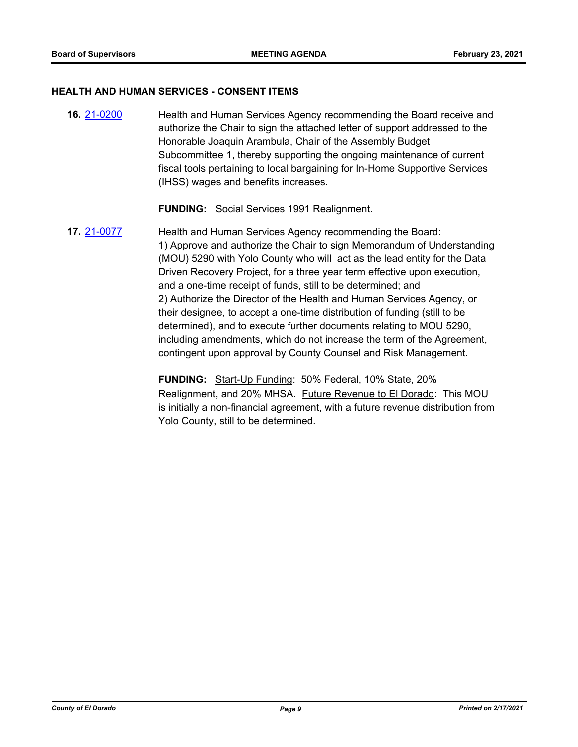### HEALTH AND HUMAN SERVICES - CONSENT ITEMS

**16.** [21-0200](21-0200) Health and Human Services Agency recommending the Board receive and authorize the Chair to sign the attached letter of support addressed to the Honorable Joaquin Arambula, Chair of the Assembly Budget Subcommittee 1, thereby supporting the ongoing maintenance of current fiscal tools pertaining to local bargaining for In-Home Supportive Services (IHSS) wages and benefits increases.

**FUNDING:** Social Services 1991 Realignment.

**17.** [21-0077](21-0077) Health and Human Services Agency recommending the Board:
1) Approve and authorize the Chair to sign Memorandum of Understanding (MOU) 5290 with Yolo County who will act as the lead entity for the Data Driven Recovery Project, for a three year term effective upon execution, and a one-time receipt of funds, still to be determined; and
2) Authorize the Director of the Health and Human Services Agency, or their designee, to accept a one-time distribution of funding (still to be determined), and to execute further documents relating to MOU 5290, including amendments, which do not increase the term of the Agreement, contingent upon approval by County Counsel and Risk Management.

**FUNDING:** Start-Up Funding: 50% Federal, 10% State, 20% Realignment, and 20% MHSA. Future Revenue to El Dorado: This MOU is initially a non-financial agreement, with a future revenue distribution from Yolo County, still to be determined.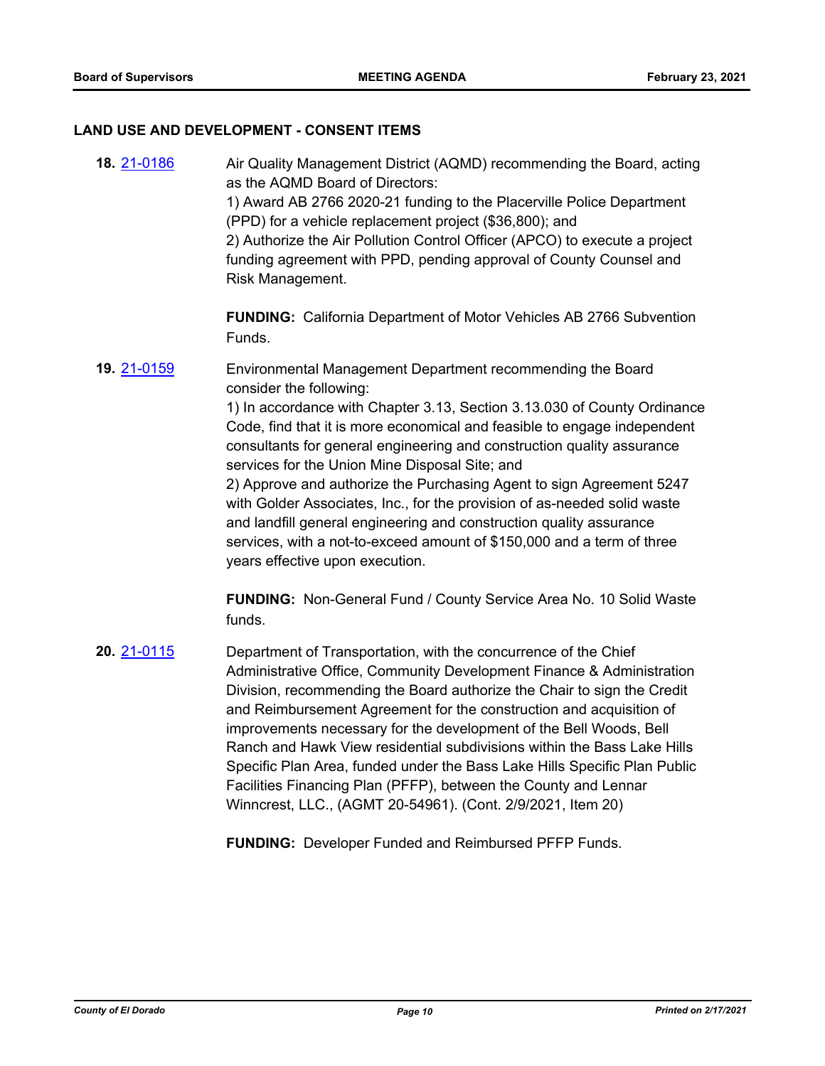## LAND USE AND DEVELOPMENT - CONSENT ITEMS

**18.** 21-0186

Air Quality Management District (AQMD) recommending the Board, acting as the AQMD Board of Directors:
1) Award AB 2766 2020-21 funding to the Placerville Police Department (PPD) for a vehicle replacement project ($36,800); and
2) Authorize the Air Pollution Control Officer (APCO) to execute a project funding agreement with PPD, pending approval of County Counsel and Risk Management.

**FUNDING:** California Department of Motor Vehicles AB 2766 Subvention Funds.

**19.** 21-0159

Environmental Management Department recommending the Board consider the following:
1) In accordance with Chapter 3.13, Section 3.13.030 of County Ordinance Code, find that it is more economical and feasible to engage independent consultants for general engineering and construction quality assurance services for the Union Mine Disposal Site; and
2) Approve and authorize the Purchasing Agent to sign Agreement 5247 with Golder Associates, Inc., for the provision of as-needed solid waste and landfill general engineering and construction quality assurance services, with a not-to-exceed amount of $150,000 and a term of three years effective upon execution.

**FUNDING:** Non-General Fund / County Service Area No. 10 Solid Waste funds.

**20.** 21-0115

Department of Transportation, with the concurrence of the Chief Administrative Office, Community Development Finance & Administration Division, recommending the Board authorize the Chair to sign the Credit and Reimbursement Agreement for the construction and acquisition of improvements necessary for the development of the Bell Woods, Bell Ranch and Hawk View residential subdivisions within the Bass Lake Hills Specific Plan Area, funded under the Bass Lake Hills Specific Plan Public Facilities Financing Plan (PFFP), between the County and Lennar Winncrest, LLC., (AGMT 20-54961). (Cont. 2/9/2021, Item 20)

**FUNDING:** Developer Funded and Reimbursed PFFP Funds.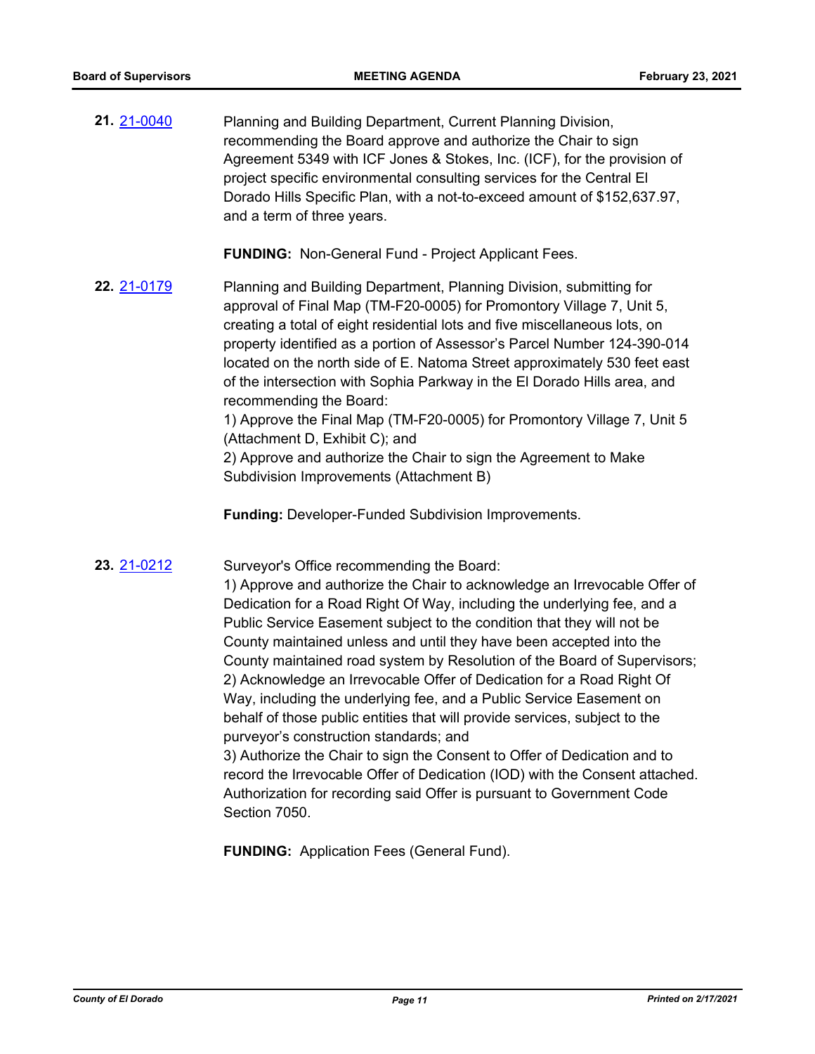**21.** 21-0040

Planning and Building Department, Current Planning Division, recommending the Board approve and authorize the Chair to sign Agreement 5349 with ICF Jones & Stokes, Inc. (ICF), for the provision of project specific environmental consulting services for the Central El Dorado Hills Specific Plan, with a not-to-exceed amount of $152,637.97, and a term of three years.

**FUNDING:** Non-General Fund - Project Applicant Fees.

**22.** 21-0179

Planning and Building Department, Planning Division, submitting for approval of Final Map (TM-F20-0005) for Promontory Village 7, Unit 5, creating a total of eight residential lots and five miscellaneous lots, on property identified as a portion of Assessor's Parcel Number 124-390-014 located on the north side of E. Natoma Street approximately 530 feet east of the intersection with Sophia Parkway in the El Dorado Hills area, and recommending the Board:
1) Approve the Final Map (TM-F20-0005) for Promontory Village 7, Unit 5 (Attachment D, Exhibit C); and
2) Approve and authorize the Chair to sign the Agreement to Make Subdivision Improvements (Attachment B)

**Funding:** Developer-Funded Subdivision Improvements.

**23.** 21-0212

Surveyor's Office recommending the Board:
1) Approve and authorize the Chair to acknowledge an Irrevocable Offer of Dedication for a Road Right Of Way, including the underlying fee, and a Public Service Easement subject to the condition that they will not be County maintained unless and until they have been accepted into the County maintained road system by Resolution of the Board of Supervisors;
2) Acknowledge an Irrevocable Offer of Dedication for a Road Right Of Way, including the underlying fee, and a Public Service Easement on behalf of those public entities that will provide services, subject to the purveyor's construction standards; and
3) Authorize the Chair to sign the Consent to Offer of Dedication and to record the Irrevocable Offer of Dedication (IOD) with the Consent attached. Authorization for recording said Offer is pursuant to Government Code Section 7050.

**FUNDING:** Application Fees (General Fund).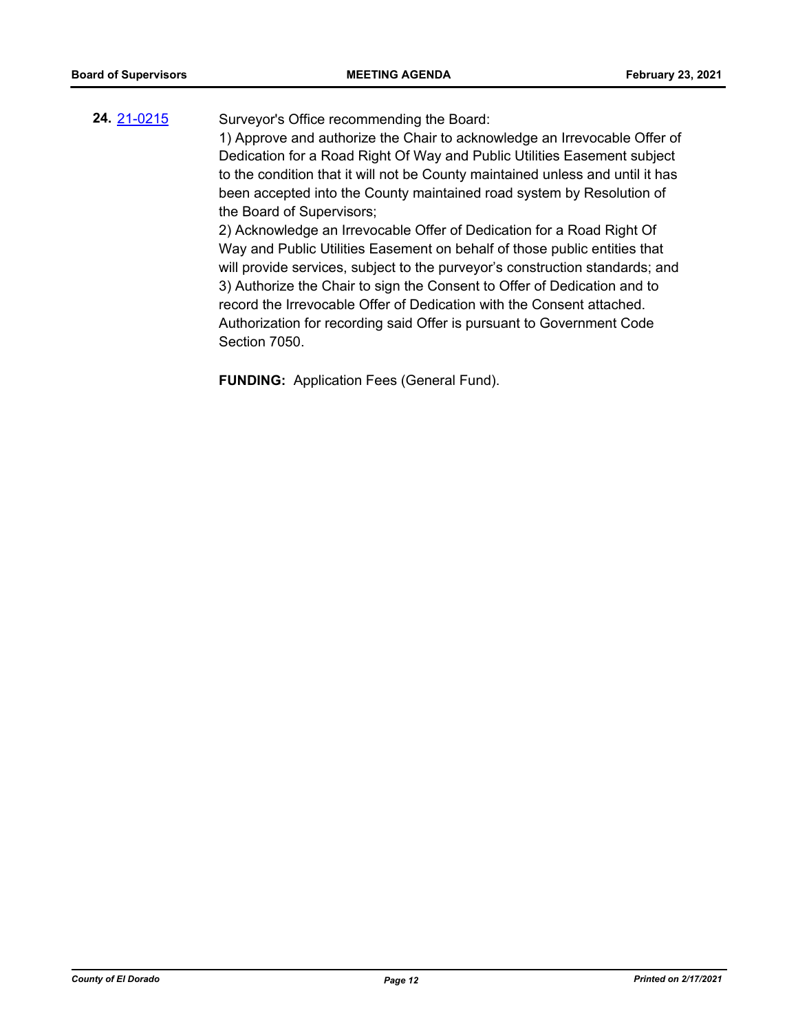**24.** [21-0215](21-0215)

Surveyor's Office recommending the Board:

1) Approve and authorize the Chair to acknowledge an Irrevocable Offer of Dedication for a Road Right Of Way and Public Utilities Easement subject to the condition that it will not be County maintained unless and until it has been accepted into the County maintained road system by Resolution of the Board of Supervisors;

2) Acknowledge an Irrevocable Offer of Dedication for a Road Right Of Way and Public Utilities Easement on behalf of those public entities that will provide services, subject to the purveyor's construction standards; and

3) Authorize the Chair to sign the Consent to Offer of Dedication and to record the Irrevocable Offer of Dedication with the Consent attached. Authorization for recording said Offer is pursuant to Government Code Section 7050.

**FUNDING:** Application Fees (General Fund).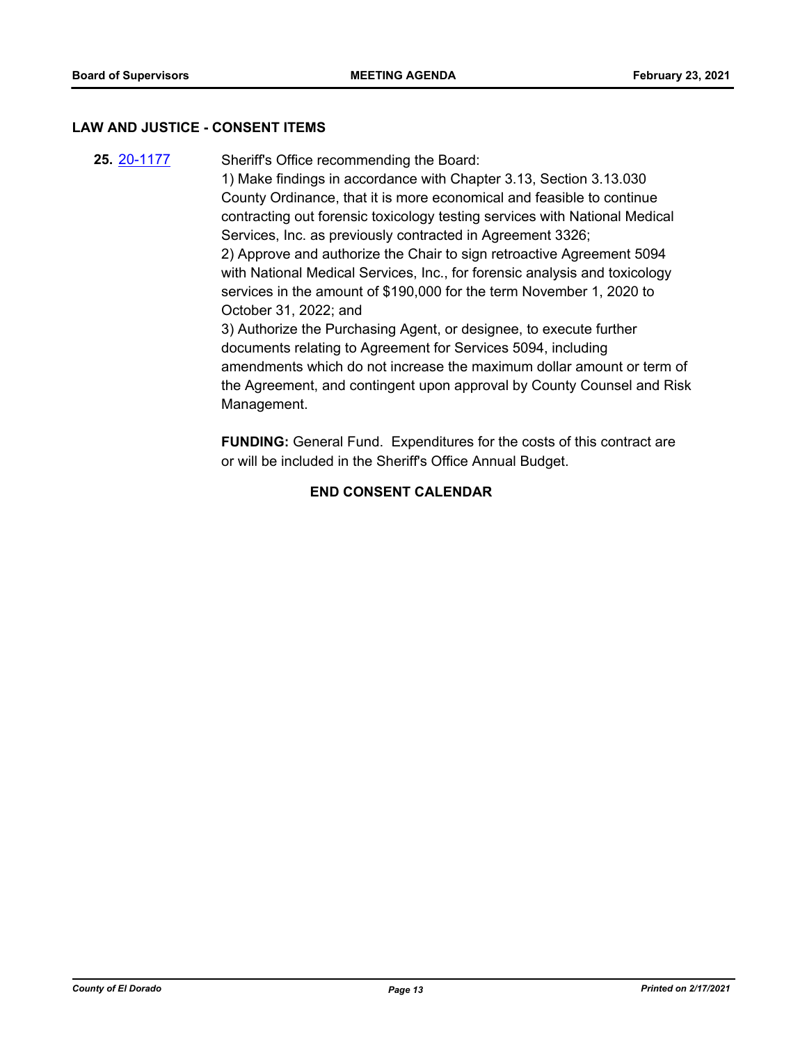## LAW AND JUSTICE - CONSENT ITEMS

**25.** [20-1177](20-1177) Sheriff's Office recommending the Board:

1) Make findings in accordance with Chapter 3.13, Section 3.13.030 County Ordinance, that it is more economical and feasible to continue contracting out forensic toxicology testing services with National Medical Services, Inc. as previously contracted in Agreement 3326;

2) Approve and authorize the Chair to sign retroactive Agreement 5094 with National Medical Services, Inc., for forensic analysis and toxicology services in the amount of $190,000 for the term November 1, 2020 to October 31, 2022; and

3) Authorize the Purchasing Agent, or designee, to execute further documents relating to Agreement for Services 5094, including amendments which do not increase the maximum dollar amount or term of the Agreement, and contingent upon approval by County Counsel and Risk Management.

**FUNDING:** General Fund. Expenditures for the costs of this contract are or will be included in the Sheriff's Office Annual Budget.

**END CONSENT CALENDAR**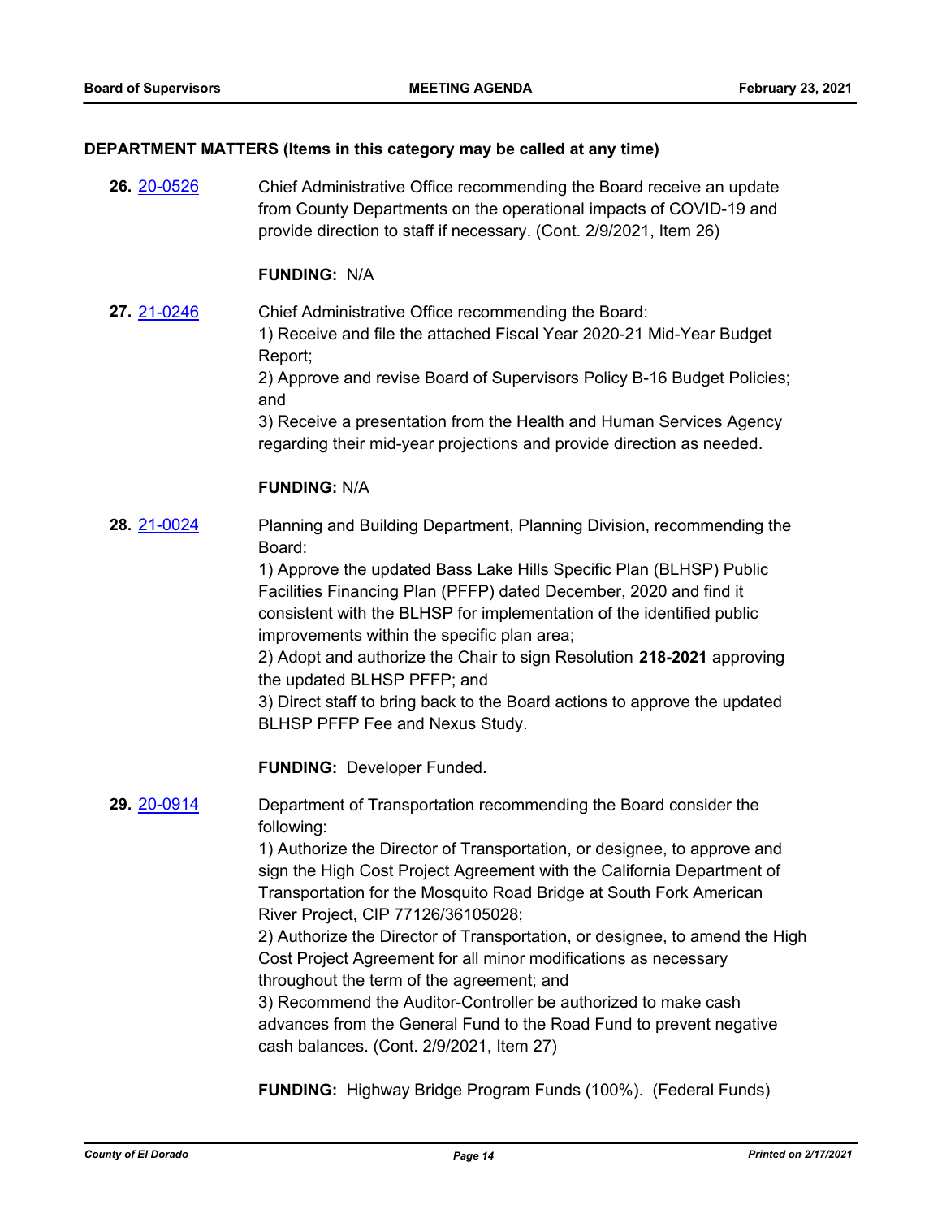### DEPARTMENT MATTERS (Items in this category may be called at any time)

**26.** 20-0526

Chief Administrative Office recommending the Board receive an update from County Departments on the operational impacts of COVID-19 and provide direction to staff if necessary. (Cont. 2/9/2021, Item 26)

**FUNDING:** N/A

**27.** 21-0246

Chief Administrative Office recommending the Board:
1) Receive and file the attached Fiscal Year 2020-21 Mid-Year Budget Report;
2) Approve and revise Board of Supervisors Policy B-16 Budget Policies; and
3) Receive a presentation from the Health and Human Services Agency regarding their mid-year projections and provide direction as needed.

**FUNDING:** N/A

**28.** 21-0024

Planning and Building Department, Planning Division, recommending the Board:
1) Approve the updated Bass Lake Hills Specific Plan (BLHSP) Public Facilities Financing Plan (PFFP) dated December, 2020 and find it consistent with the BLHSP for implementation of the identified public improvements within the specific plan area;
2) Adopt and authorize the Chair to sign Resolution **218-2021** approving the updated BLHSP PFFP; and
3) Direct staff to bring back to the Board actions to approve the updated BLHSP PFFP Fee and Nexus Study.

**FUNDING:** Developer Funded.

**29.** 20-0914

Department of Transportation recommending the Board consider the following:
1) Authorize the Director of Transportation, or designee, to approve and sign the High Cost Project Agreement with the California Department of Transportation for the Mosquito Road Bridge at South Fork American River Project, CIP 77126/36105028;
2) Authorize the Director of Transportation, or designee, to amend the High Cost Project Agreement for all minor modifications as necessary throughout the term of the agreement; and
3) Recommend the Auditor-Controller be authorized to make cash advances from the General Fund to the Road Fund to prevent negative cash balances. (Cont. 2/9/2021, Item 27)

**FUNDING:** Highway Bridge Program Funds (100%). (Federal Funds)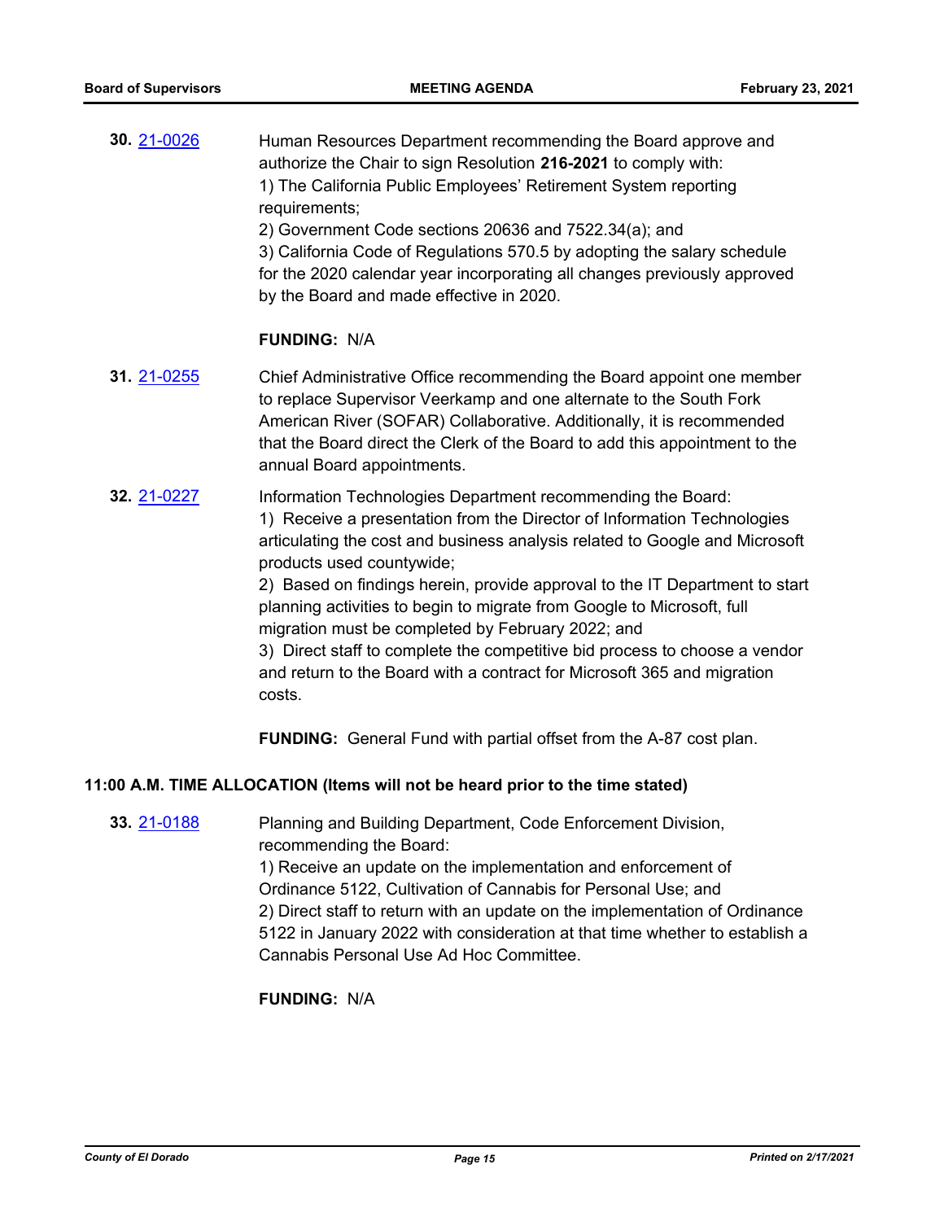**30.** 21-0026 Human Resources Department recommending the Board approve and authorize the Chair to sign Resolution **216-2021** to comply with:
1) The California Public Employees' Retirement System reporting requirements;
2) Government Code sections 20636 and 7522.34(a); and
3) California Code of Regulations 570.5 by adopting the salary schedule for the 2020 calendar year incorporating all changes previously approved by the Board and made effective in 2020.

**FUNDING:** N/A

**31.** 21-0255 Chief Administrative Office recommending the Board appoint one member to replace Supervisor Veerkamp and one alternate to the South Fork American River (SOFAR) Collaborative. Additionally, it is recommended that the Board direct the Clerk of the Board to add this appointment to the annual Board appointments.

**32.** 21-0227 Information Technologies Department recommending the Board:
1) Receive a presentation from the Director of Information Technologies articulating the cost and business analysis related to Google and Microsoft products used countywide;
2) Based on findings herein, provide approval to the IT Department to start planning activities to begin to migrate from Google to Microsoft, full migration must be completed by February 2022; and
3) Direct staff to complete the competitive bid process to choose a vendor and return to the Board with a contract for Microsoft 365 and migration costs.

**FUNDING:** General Fund with partial offset from the A-87 cost plan.

**11:00 A.M. TIME ALLOCATION (Items will not be heard prior to the time stated)**

**33.** 21-0188 Planning and Building Department, Code Enforcement Division, recommending the Board:
1) Receive an update on the implementation and enforcement of Ordinance 5122, Cultivation of Cannabis for Personal Use; and
2) Direct staff to return with an update on the implementation of Ordinance 5122 in January 2022 with consideration at that time whether to establish a Cannabis Personal Use Ad Hoc Committee.

**FUNDING:** N/A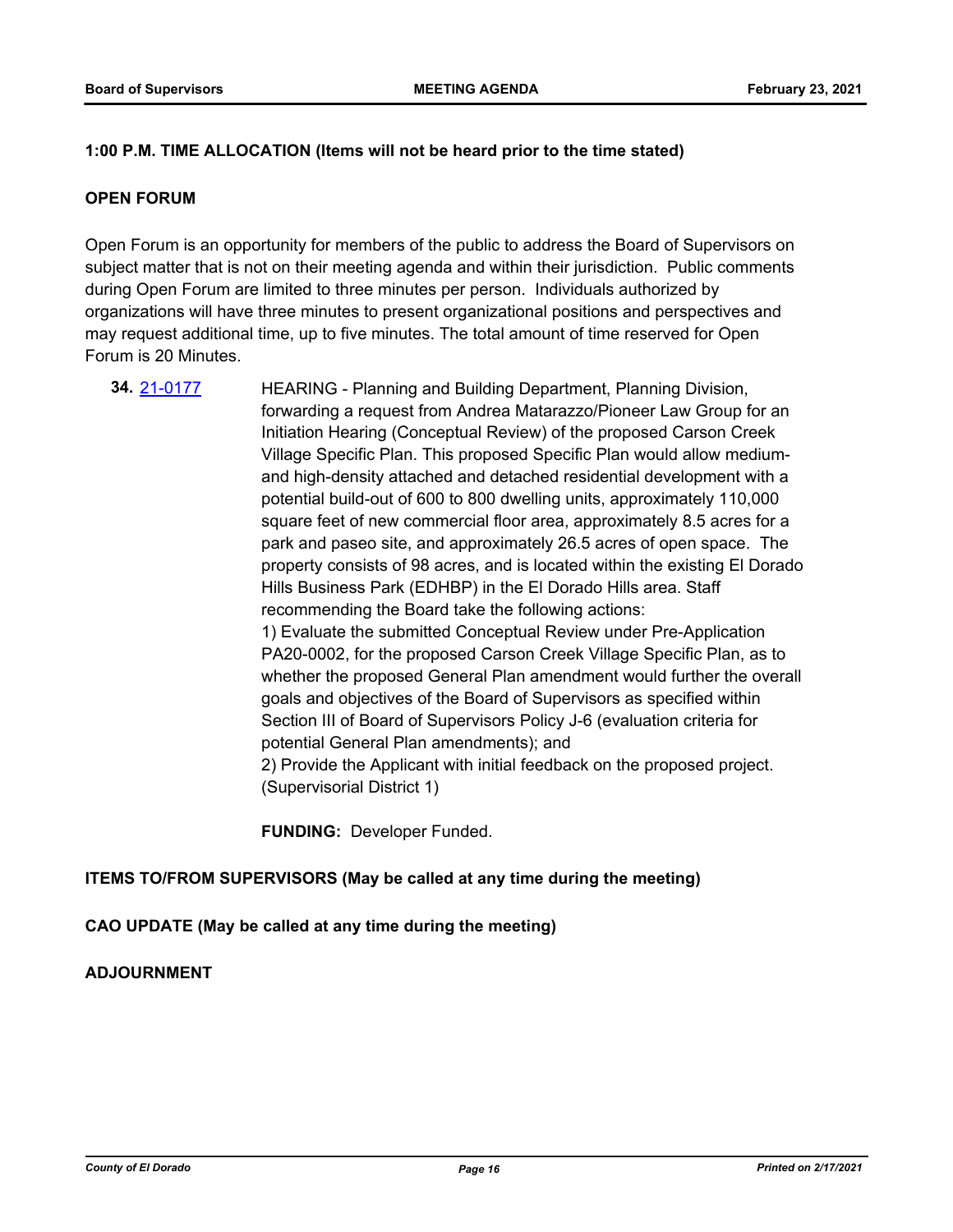**1:00 P.M. TIME ALLOCATION (Items will not be heard prior to the time stated)**

**OPEN FORUM**

Open Forum is an opportunity for members of the public to address the Board of Supervisors on subject matter that is not on their meeting agenda and within their jurisdiction. Public comments during Open Forum are limited to three minutes per person. Individuals authorized by organizations will have three minutes to present organizational positions and perspectives and may request additional time, up to five minutes. The total amount of time reserved for Open Forum is 20 Minutes.

**34.** 21-0177 HEARING - Planning and Building Department, Planning Division, forwarding a request from Andrea Matarazzo/Pioneer Law Group for an Initiation Hearing (Conceptual Review) of the proposed Carson Creek Village Specific Plan. This proposed Specific Plan would allow medium- and high-density attached and detached residential development with a potential build-out of 600 to 800 dwelling units, approximately 110,000 square feet of new commercial floor area, approximately 8.5 acres for a park and paseo site, and approximately 26.5 acres of open space. The property consists of 98 acres, and is located within the existing El Dorado Hills Business Park (EDHBP) in the El Dorado Hills area. Staff recommending the Board take the following actions:

1) Evaluate the submitted Conceptual Review under Pre-Application PA20-0002, for the proposed Carson Creek Village Specific Plan, as to whether the proposed General Plan amendment would further the overall goals and objectives of the Board of Supervisors as specified within Section III of Board of Supervisors Policy J-6 (evaluation criteria for potential General Plan amendments); and

2) Provide the Applicant with initial feedback on the proposed project. (Supervisorial District 1)

**FUNDING:** Developer Funded.

**ITEMS TO/FROM SUPERVISORS (May be called at any time during the meeting)**

**CAO UPDATE (May be called at any time during the meeting)**

**ADJOURNMENT**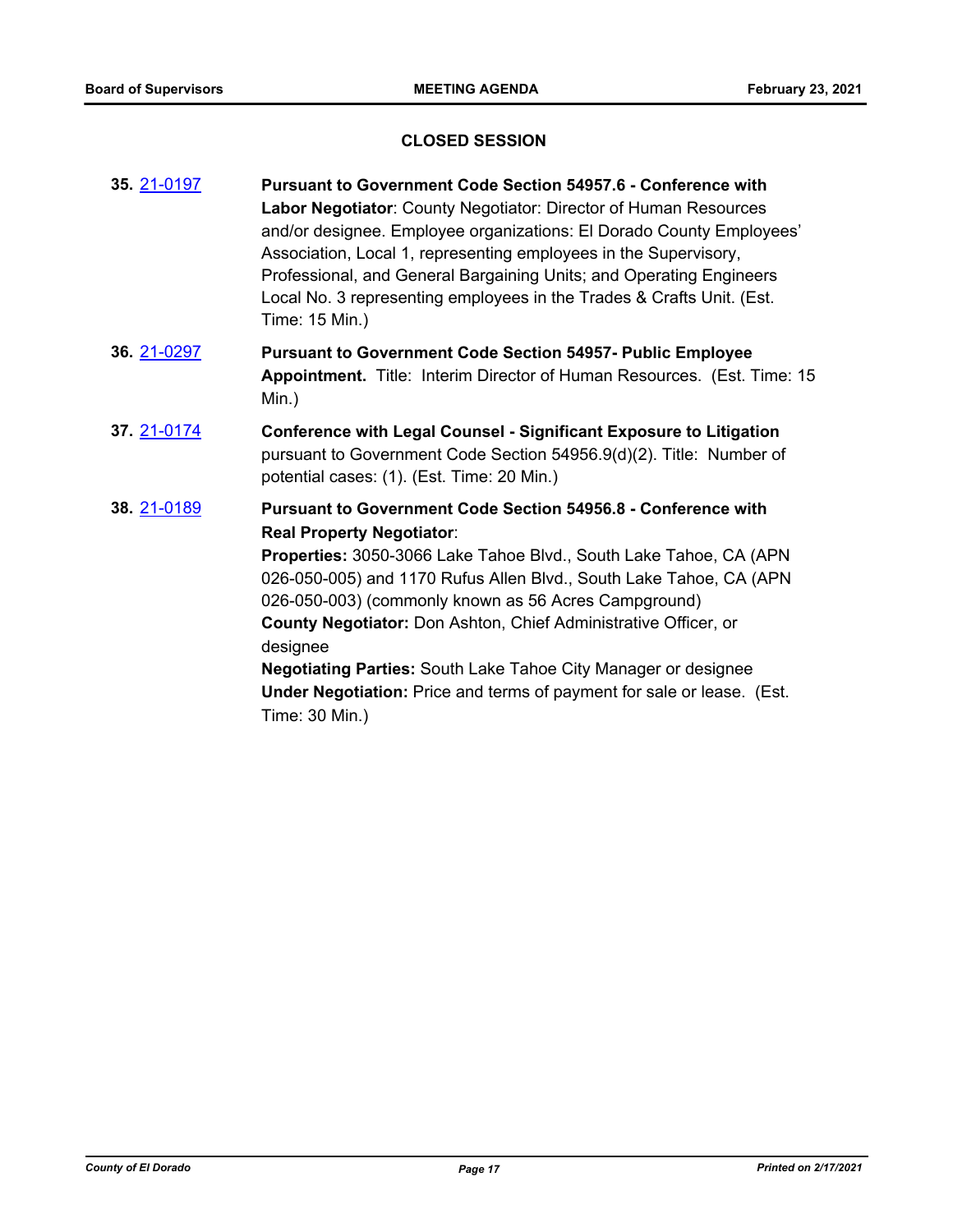## CLOSED SESSION

**35.** 21-0197 **Pursuant to Government Code Section 54957.6 - Conference with Labor Negotiator**: County Negotiator: Director of Human Resources and/or designee. Employee organizations: El Dorado County Employees' Association, Local 1, representing employees in the Supervisory, Professional, and General Bargaining Units; and Operating Engineers Local No. 3 representing employees in the Trades & Crafts Unit. (Est. Time: 15 Min.)

**36.** 21-0297 **Pursuant to Government Code Section 54957- Public Employee Appointment.** Title: Interim Director of Human Resources. (Est. Time: 15 Min.)

**37.** 21-0174 **Conference with Legal Counsel - Significant Exposure to Litigation** pursuant to Government Code Section 54956.9(d)(2). Title: Number of potential cases: (1). (Est. Time: 20 Min.)

**38.** 21-0189 **Pursuant to Government Code Section 54956.8 - Conference with Real Property Negotiator**:
**Properties:** 3050-3066 Lake Tahoe Blvd., South Lake Tahoe, CA (APN 026-050-005) and 1170 Rufus Allen Blvd., South Lake Tahoe, CA (APN 026-050-003) (commonly known as 56 Acres Campground)
**County Negotiator:** Don Ashton, Chief Administrative Officer, or designee
**Negotiating Parties:** South Lake Tahoe City Manager or designee
**Under Negotiation:** Price and terms of payment for sale or lease. (Est. Time: 30 Min.)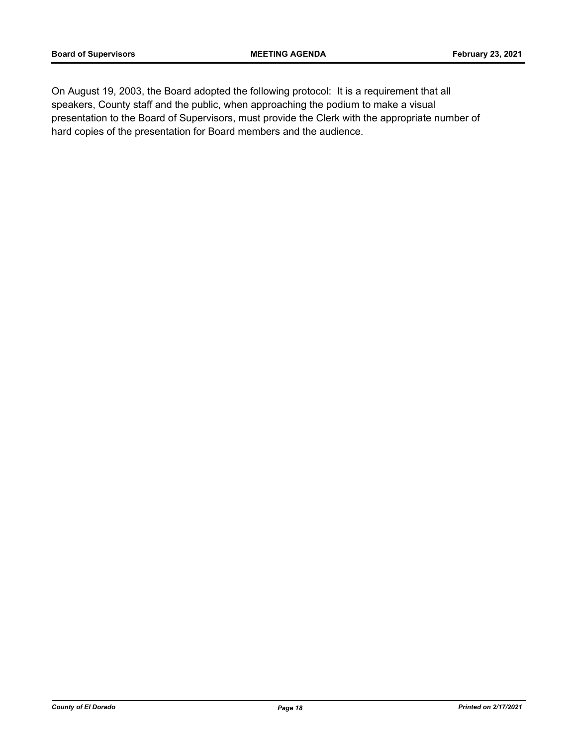On August 19, 2003, the Board adopted the following protocol: It is a requirement that all speakers, County staff and the public, when approaching the podium to make a visual presentation to the Board of Supervisors, must provide the Clerk with the appropriate number of hard copies of the presentation for Board members and the audience.